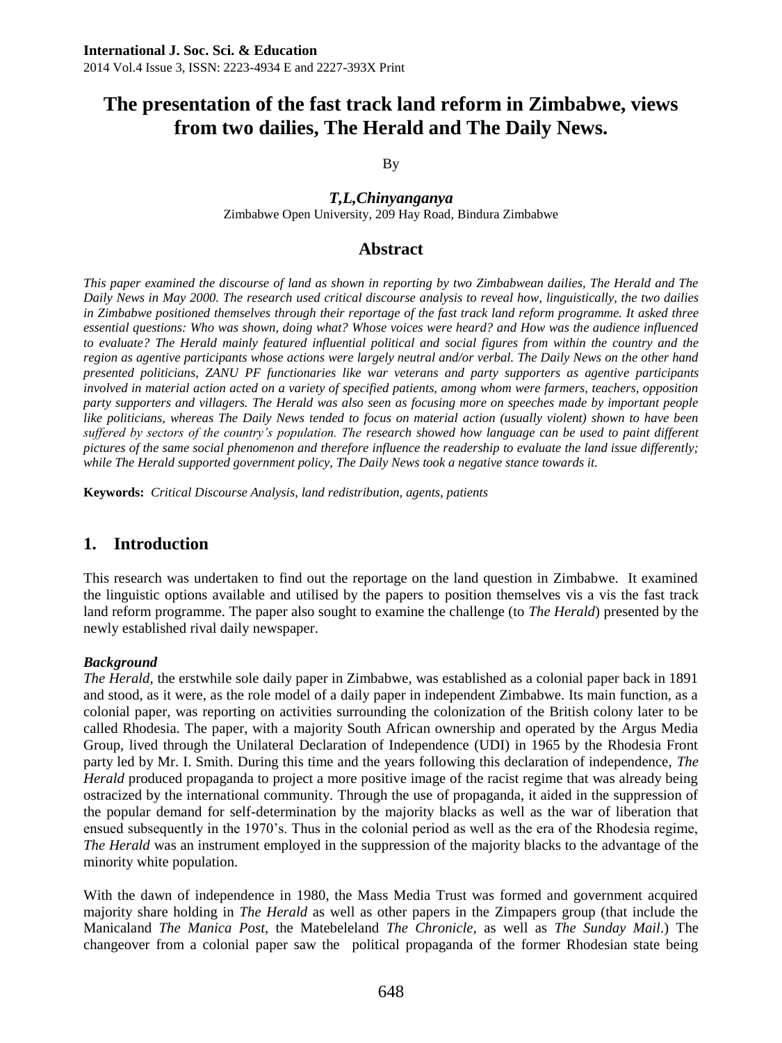# The presentation of the fast track land reform in Zimbabwe, views from two dailies, The Herald and The Daily News.

By

***T,L,Chinyanganya***
Zimbabwe Open University, 209 Hay Road, Bindura Zimbabwe

## Abstract

*This paper examined the discourse of land as shown in reporting by two Zimbabwean dailies, The Herald and The Daily News in May 2000. The research used critical discourse analysis to reveal how, linguistically, the two dailies in Zimbabwe positioned themselves through their reportage of the fast track land reform programme. It asked three essential questions: Who was shown, doing what? Whose voices were heard? and How was the audience influenced to evaluate? The Herald mainly featured influential political and social figures from within the country and the region as agentive participants whose actions were largely neutral and/or verbal. The Daily News on the other hand presented politicians, ZANU PF functionaries like war veterans and party supporters as agentive participants involved in material action acted on a variety of specified patients, among whom were farmers, teachers, opposition party supporters and villagers. The Herald was also seen as focusing more on speeches made by important people like politicians, whereas The Daily News tended to focus on material action (usually violent) shown to have been suffered by sectors of the country's population. The research showed how language can be used to paint different pictures of the same social phenomenon and therefore influence the readership to evaluate the land issue differently; while The Herald supported government policy, The Daily News took a negative stance towards it.*

**Keywords:** *Critical Discourse Analysis, land redistribution, agents, patients*

## 1. Introduction

This research was undertaken to find out the reportage on the land question in Zimbabwe. It examined the linguistic options available and utilised by the papers to position themselves vis a vis the fast track land reform programme. The paper also sought to examine the challenge (to *The Herald*) presented by the newly established rival daily newspaper.

***Background***

*The Herald*, the erstwhile sole daily paper in Zimbabwe, was established as a colonial paper back in 1891 and stood, as it were, as the role model of a daily paper in independent Zimbabwe. Its main function, as a colonial paper, was reporting on activities surrounding the colonization of the British colony later to be called Rhodesia. The paper, with a majority South African ownership and operated by the Argus Media Group, lived through the Unilateral Declaration of Independence (UDI) in 1965 by the Rhodesia Front party led by Mr. I. Smith. During this time and the years following this declaration of independence, *The Herald* produced propaganda to project a more positive image of the racist regime that was already being ostracized by the international community. Through the use of propaganda, it aided in the suppression of the popular demand for self-determination by the majority blacks as well as the war of liberation that ensued subsequently in the 1970's. Thus in the colonial period as well as the era of the Rhodesia regime, *The Herald* was an instrument employed in the suppression of the majority blacks to the advantage of the minority white population.

With the dawn of independence in 1980, the Mass Media Trust was formed and government acquired majority share holding in *The Herald* as well as other papers in the Zimpapers group (that include the Manicaland *The Manica Post*, the Matebeleland *The Chronicle*, as well as *The Sunday Mail*.) The changeover from a colonial paper saw the political propaganda of the former Rhodesian state being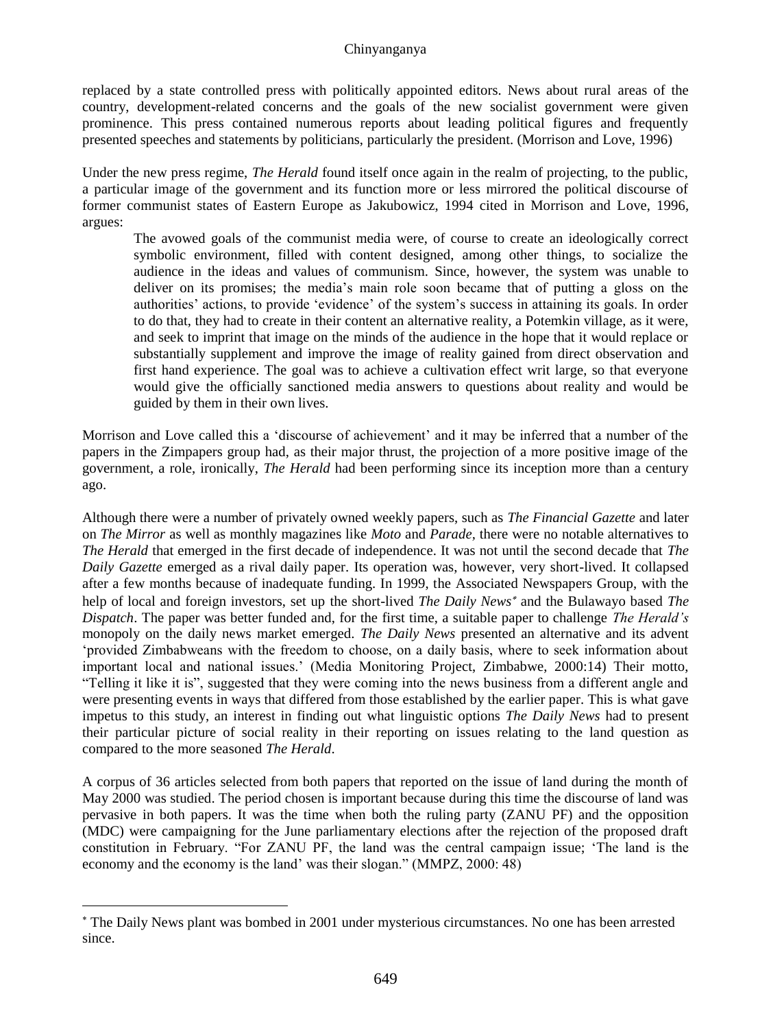replaced by a state controlled press with politically appointed editors. News about rural areas of the country, development-related concerns and the goals of the new socialist government were given prominence. This press contained numerous reports about leading political figures and frequently presented speeches and statements by politicians, particularly the president. (Morrison and Love, 1996)

Under the new press regime, *The Herald* found itself once again in the realm of projecting, to the public, a particular image of the government and its function more or less mirrored the political discourse of former communist states of Eastern Europe as Jakubowicz, 1994 cited in Morrison and Love, 1996, argues:

> The avowed goals of the communist media were, of course to create an ideologically correct symbolic environment, filled with content designed, among other things, to socialize the audience in the ideas and values of communism. Since, however, the system was unable to deliver on its promises; the media's main role soon became that of putting a gloss on the authorities' actions, to provide 'evidence' of the system's success in attaining its goals. In order to do that, they had to create in their content an alternative reality, a Potemkin village, as it were, and seek to imprint that image on the minds of the audience in the hope that it would replace or substantially supplement and improve the image of reality gained from direct observation and first hand experience. The goal was to achieve a cultivation effect writ large, so that everyone would give the officially sanctioned media answers to questions about reality and would be guided by them in their own lives.

Morrison and Love called this a 'discourse of achievement' and it may be inferred that a number of the papers in the Zimpapers group had, as their major thrust, the projection of a more positive image of the government, a role, ironically, *The Herald* had been performing since its inception more than a century ago.

Although there were a number of privately owned weekly papers, such as *The Financial Gazette* and later on *The Mirror* as well as monthly magazines like *Moto* and *Parade*, there were no notable alternatives to *The Herald* that emerged in the first decade of independence. It was not until the second decade that *The Daily Gazette* emerged as a rival daily paper. Its operation was, however, very short-lived. It collapsed after a few months because of inadequate funding. In 1999, the Associated Newspapers Group, with the help of local and foreign investors, set up the short-lived *The Daily News*[*] and the Bulawayo based *The Dispatch*. The paper was better funded and, for the first time, a suitable paper to challenge *The Herald's* monopoly on the daily news market emerged. *The Daily News* presented an alternative and its advent 'provided Zimbabweans with the freedom to choose, on a daily basis, where to seek information about important local and national issues.' (Media Monitoring Project, Zimbabwe, 2000:14) Their motto, "Telling it like it is", suggested that they were coming into the news business from a different angle and were presenting events in ways that differed from those established by the earlier paper. This is what gave impetus to this study, an interest in finding out what linguistic options *The Daily News* had to present their particular picture of social reality in their reporting on issues relating to the land question as compared to the more seasoned *The Herald*.

A corpus of 36 articles selected from both papers that reported on the issue of land during the month of May 2000 was studied. The period chosen is important because during this time the discourse of land was pervasive in both papers. It was the time when both the ruling party (ZANU PF) and the opposition (MDC) were campaigning for the June parliamentary elections after the rejection of the proposed draft constitution in February. "For ZANU PF, the land was the central campaign issue; 'The land is the economy and the economy is the land' was their slogan." (MMPZ, 2000: 48)

---

[*] The Daily News plant was bombed in 2001 under mysterious circumstances. No one has been arrested since.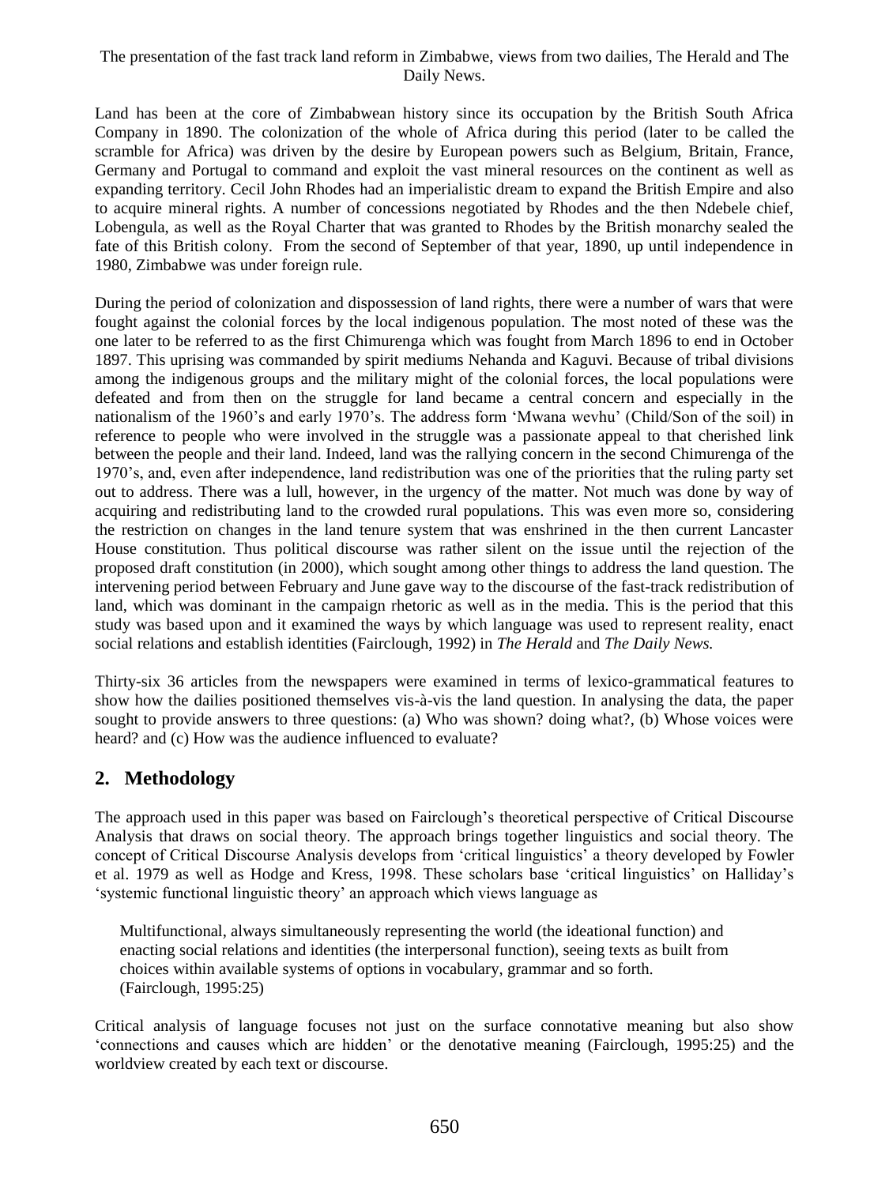The presentation of the fast track land reform in Zimbabwe, views from two dailies, The Herald and The Daily News.

Land has been at the core of Zimbabwean history since its occupation by the British South Africa Company in 1890. The colonization of the whole of Africa during this period (later to be called the scramble for Africa) was driven by the desire by European powers such as Belgium, Britain, France, Germany and Portugal to command and exploit the vast mineral resources on the continent as well as expanding territory. Cecil John Rhodes had an imperialistic dream to expand the British Empire and also to acquire mineral rights. A number of concessions negotiated by Rhodes and the then Ndebele chief, Lobengula, as well as the Royal Charter that was granted to Rhodes by the British monarchy sealed the fate of this British colony. From the second of September of that year, 1890, up until independence in 1980, Zimbabwe was under foreign rule.

During the period of colonization and dispossession of land rights, there were a number of wars that were fought against the colonial forces by the local indigenous population. The most noted of these was the one later to be referred to as the first Chimurenga which was fought from March 1896 to end in October 1897. This uprising was commanded by spirit mediums Nehanda and Kaguvi. Because of tribal divisions among the indigenous groups and the military might of the colonial forces, the local populations were defeated and from then on the struggle for land became a central concern and especially in the nationalism of the 1960's and early 1970's. The address form 'Mwana wevhu' (Child/Son of the soil) in reference to people who were involved in the struggle was a passionate appeal to that cherished link between the people and their land. Indeed, land was the rallying concern in the second Chimurenga of the 1970's, and, even after independence, land redistribution was one of the priorities that the ruling party set out to address. There was a lull, however, in the urgency of the matter. Not much was done by way of acquiring and redistributing land to the crowded rural populations. This was even more so, considering the restriction on changes in the land tenure system that was enshrined in the then current Lancaster House constitution. Thus political discourse was rather silent on the issue until the rejection of the proposed draft constitution (in 2000), which sought among other things to address the land question. The intervening period between February and June gave way to the discourse of the fast-track redistribution of land, which was dominant in the campaign rhetoric as well as in the media. This is the period that this study was based upon and it examined the ways by which language was used to represent reality, enact social relations and establish identities (Fairclough, 1992) in *The Herald* and *The Daily News.*

Thirty-six 36 articles from the newspapers were examined in terms of lexico-grammatical features to show how the dailies positioned themselves vis-à-vis the land question. In analysing the data, the paper sought to provide answers to three questions: (a) Who was shown? doing what?, (b) Whose voices were heard? and (c) How was the audience influenced to evaluate?

## 2. Methodology

The approach used in this paper was based on Fairclough's theoretical perspective of Critical Discourse Analysis that draws on social theory. The approach brings together linguistics and social theory. The concept of Critical Discourse Analysis develops from 'critical linguistics' a theory developed by Fowler et al. 1979 as well as Hodge and Kress, 1998. These scholars base 'critical linguistics' on Halliday's 'systemic functional linguistic theory' an approach which views language as

> Multifunctional, always simultaneously representing the world (the ideational function) and enacting social relations and identities (the interpersonal function), seeing texts as built from choices within available systems of options in vocabulary, grammar and so forth. (Fairclough, 1995:25)

Critical analysis of language focuses not just on the surface connotative meaning but also show 'connections and causes which are hidden' or the denotative meaning (Fairclough, 1995:25) and the worldview created by each text or discourse.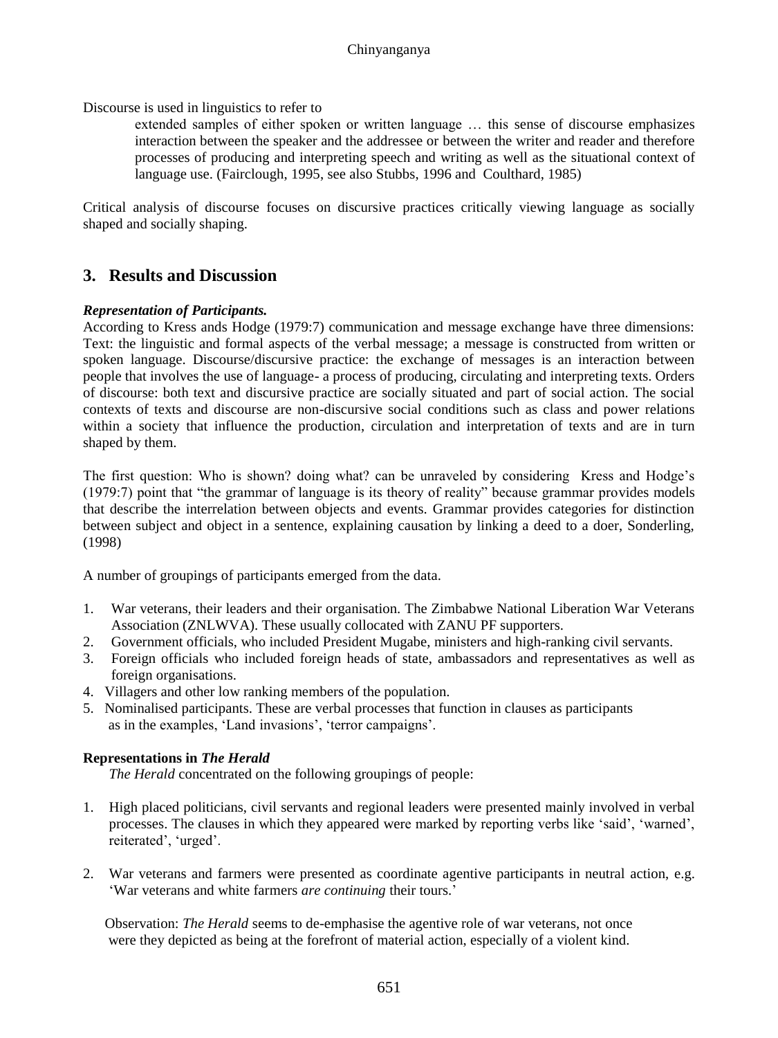Discourse is used in linguistics to refer to

> extended samples of either spoken or written language … this sense of discourse emphasizes interaction between the speaker and the addressee or between the writer and reader and therefore processes of producing and interpreting speech and writing as well as the situational context of language use. (Fairclough, 1995, see also Stubbs, 1996 and Coulthard, 1985)

Critical analysis of discourse focuses on discursive practices critically viewing language as socially shaped and socially shaping.

## 3. Results and Discussion

***Representation of Participants.***

According to Kress ands Hodge (1979:7) communication and message exchange have three dimensions: Text: the linguistic and formal aspects of the verbal message; a message is constructed from written or spoken language. Discourse/discursive practice: the exchange of messages is an interaction between people that involves the use of language- a process of producing, circulating and interpreting texts. Orders of discourse: both text and discursive practice are socially situated and part of social action. The social contexts of texts and discourse are non-discursive social conditions such as class and power relations within a society that influence the production, circulation and interpretation of texts and are in turn shaped by them.

The first question: Who is shown? doing what? can be unraveled by considering Kress and Hodge's (1979:7) point that "the grammar of language is its theory of reality" because grammar provides models that describe the interrelation between objects and events. Grammar provides categories for distinction between subject and object in a sentence, explaining causation by linking a deed to a doer, Sonderling, (1998)

A number of groupings of participants emerged from the data.

1. War veterans, their leaders and their organisation. The Zimbabwe National Liberation War Veterans Association (ZNLWVA). These usually collocated with ZANU PF supporters.
2. Government officials, who included President Mugabe, ministers and high-ranking civil servants.
3. Foreign officials who included foreign heads of state, ambassadors and representatives as well as foreign organisations.
4. Villagers and other low ranking members of the population.
5. Nominalised participants. These are verbal processes that function in clauses as participants as in the examples, 'Land invasions', 'terror campaigns'.

**Representations in *The Herald***

*The Herald* concentrated on the following groupings of people:

1. High placed politicians, civil servants and regional leaders were presented mainly involved in verbal processes. The clauses in which they appeared were marked by reporting verbs like 'said', 'warned', reiterated', 'urged'.
2. War veterans and farmers were presented as coordinate agentive participants in neutral action, e.g. 'War veterans and white farmers *are continuing* their tours.'

Observation: *The Herald* seems to de-emphasise the agentive role of war veterans, not once were they depicted as being at the forefront of material action, especially of a violent kind.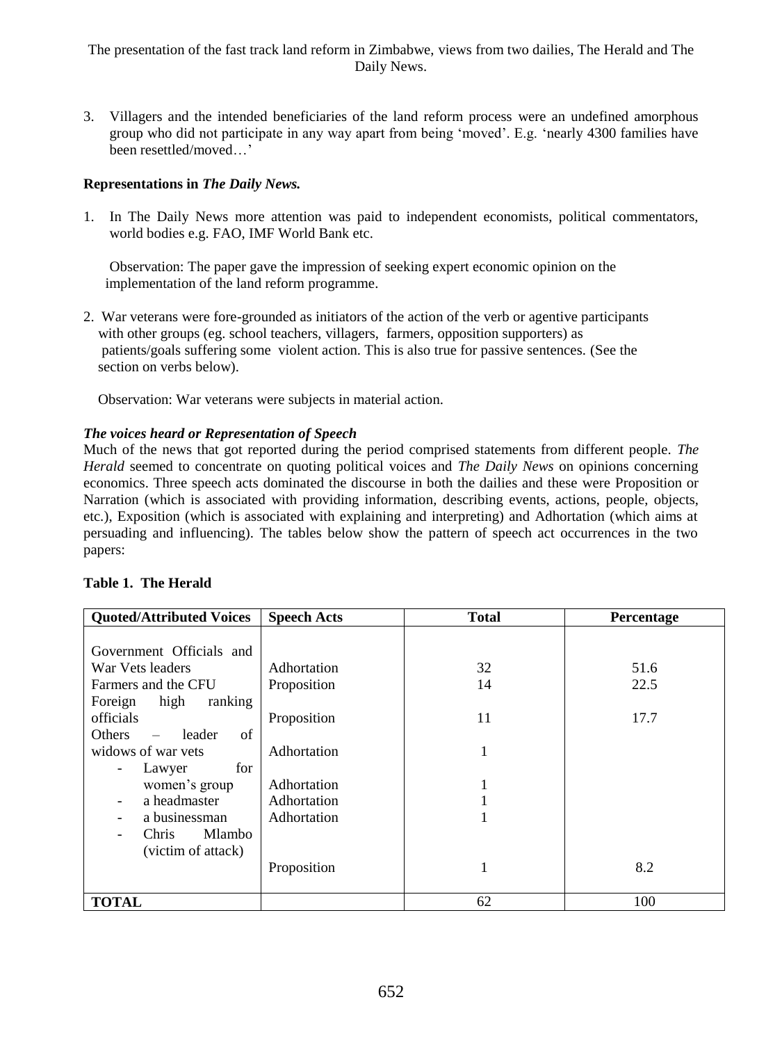3. Villagers and the intended beneficiaries of the land reform process were an undefined amorphous group who did not participate in any way apart from being 'moved'. E.g. 'nearly 4300 families have been resettled/moved…'

**Representations in *The Daily News.***

1. In The Daily News more attention was paid to independent economists, political commentators, world bodies e.g. FAO, IMF World Bank etc.

   Observation: The paper gave the impression of seeking expert economic opinion on the implementation of the land reform programme.

2. War veterans were fore-grounded as initiators of the action of the verb or agentive participants with other groups (eg. school teachers, villagers, farmers, opposition supporters) as patients/goals suffering some violent action. This is also true for passive sentences. (See the section on verbs below).

   Observation: War veterans were subjects in material action.

***The voices heard or Representation of Speech***

Much of the news that got reported during the period comprised statements from different people. *The Herald* seemed to concentrate on quoting political voices and *The Daily News* on opinions concerning economics. Three speech acts dominated the discourse in both the dailies and these were Proposition or Narration (which is associated with providing information, describing events, actions, people, objects, etc.), Exposition (which is associated with explaining and interpreting) and Adhortation (which aims at persuading and influencing). The tables below show the pattern of speech act occurrences in the two papers:

**Table 1. The Herald**

| Quoted/Attributed Voices | Speech Acts | Total | Percentage |
|---|---|---|---|
| Government Officials and War Vets leaders | Adhortation | 32 | 51.6 |
| Farmers and the CFU | Proposition | 14 | 22.5 |
| Foreign high ranking officials | Proposition | 11 | 17.7 |
| Others – leader of widows of war vets | Adhortation | 1 | |
| - Lawyer for women's group | Adhortation | 1 | |
| - a headmaster | Adhortation | 1 | |
| - a businessman | Adhortation | 1 | |
| - Chris Mlambo (victim of attack) | Proposition | 1 | 8.2 |
| **TOTAL** | | 62 | 100 |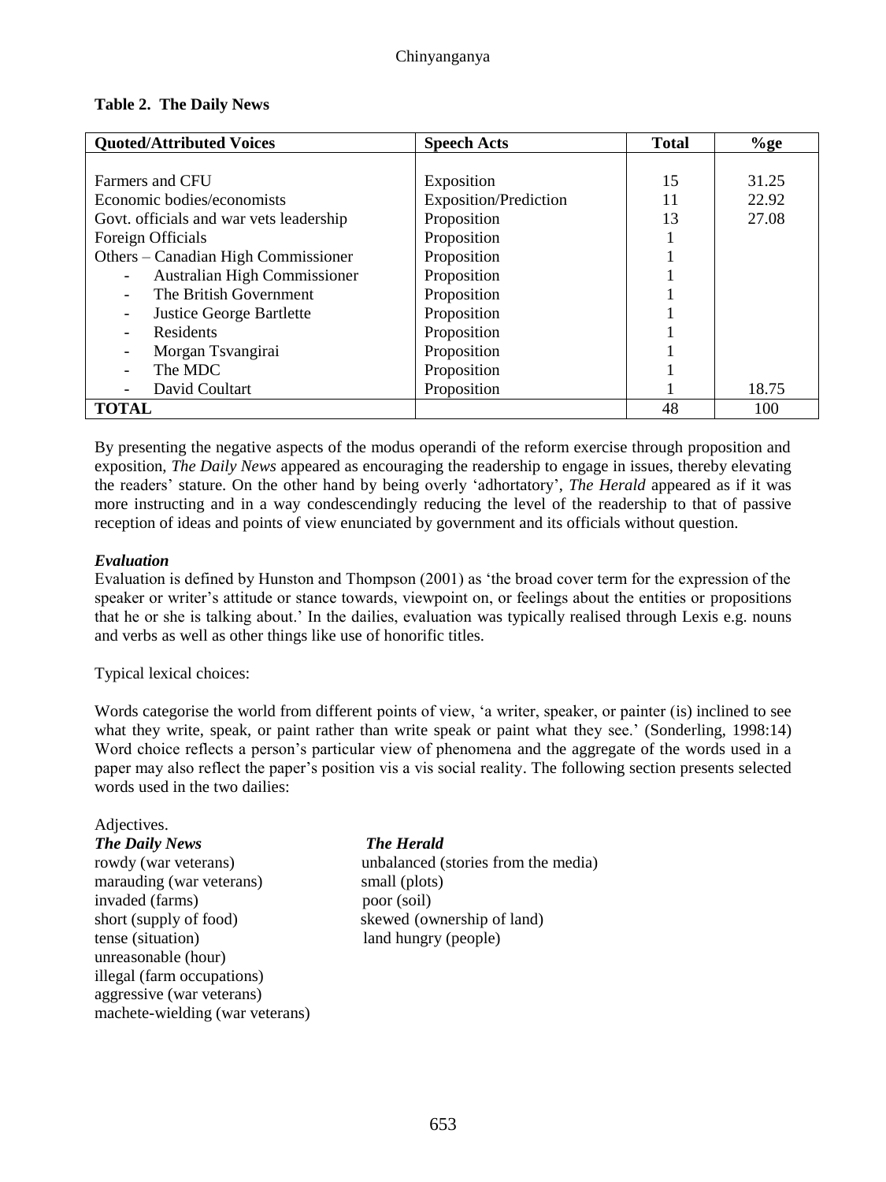**Table 2. The Daily News**

| Quoted/Attributed Voices | Speech Acts | Total | %ge |
|---|---|---|---|
| Farmers and CFU | Exposition | 15 | 31.25 |
| Economic bodies/economists | Exposition/Prediction | 11 | 22.92 |
| Govt. officials and war vets leadership | Proposition | 13 | 27.08 |
| Foreign Officials | Proposition | 1 | |
| Others – Canadian High Commissioner | Proposition | 1 | |
| - Australian High Commissioner | Proposition | 1 | |
| - The British Government | Proposition | 1 | |
| - Justice George Bartlette | Proposition | 1 | |
| - Residents | Proposition | 1 | |
| - Morgan Tsvangirai | Proposition | 1 | |
| - The MDC | Proposition | 1 | |
| - David Coultart | Proposition | 1 | 18.75 |
| **TOTAL** | | 48 | 100 |

By presenting the negative aspects of the modus operandi of the reform exercise through proposition and exposition, *The Daily News* appeared as encouraging the readership to engage in issues, thereby elevating the readers' stature. On the other hand by being overly 'adhortatory', *The Herald* appeared as if it was more instructing and in a way condescendingly reducing the level of the readership to that of passive reception of ideas and points of view enunciated by government and its officials without question.

### *Evaluation*

Evaluation is defined by Hunston and Thompson (2001) as 'the broad cover term for the expression of the speaker or writer's attitude or stance towards, viewpoint on, or feelings about the entities or propositions that he or she is talking about.' In the dailies, evaluation was typically realised through Lexis e.g. nouns and verbs as well as other things like use of honorific titles.

Typical lexical choices:

Words categorise the world from different points of view, 'a writer, speaker, or painter (is) inclined to see what they write, speak, or paint rather than write speak or paint what they see.' (Sonderling, 1998:14) Word choice reflects a person's particular view of phenomena and the aggregate of the words used in a paper may also reflect the paper's position vis a vis social reality. The following section presents selected words used in the two dailies:

Adjectives.

| ***The Daily News*** | ***The Herald*** |
|---|---|
| rowdy (war veterans) | unbalanced (stories from the media) |
| marauding (war veterans) | small (plots) |
| invaded (farms) | poor (soil) |
| short (supply of food) | skewed (ownership of land) |
| tense (situation) | land hungry (people) |
| unreasonable (hour) | |
| illegal (farm occupations) | |
| aggressive (war veterans) | |
| machete-wielding (war veterans) | |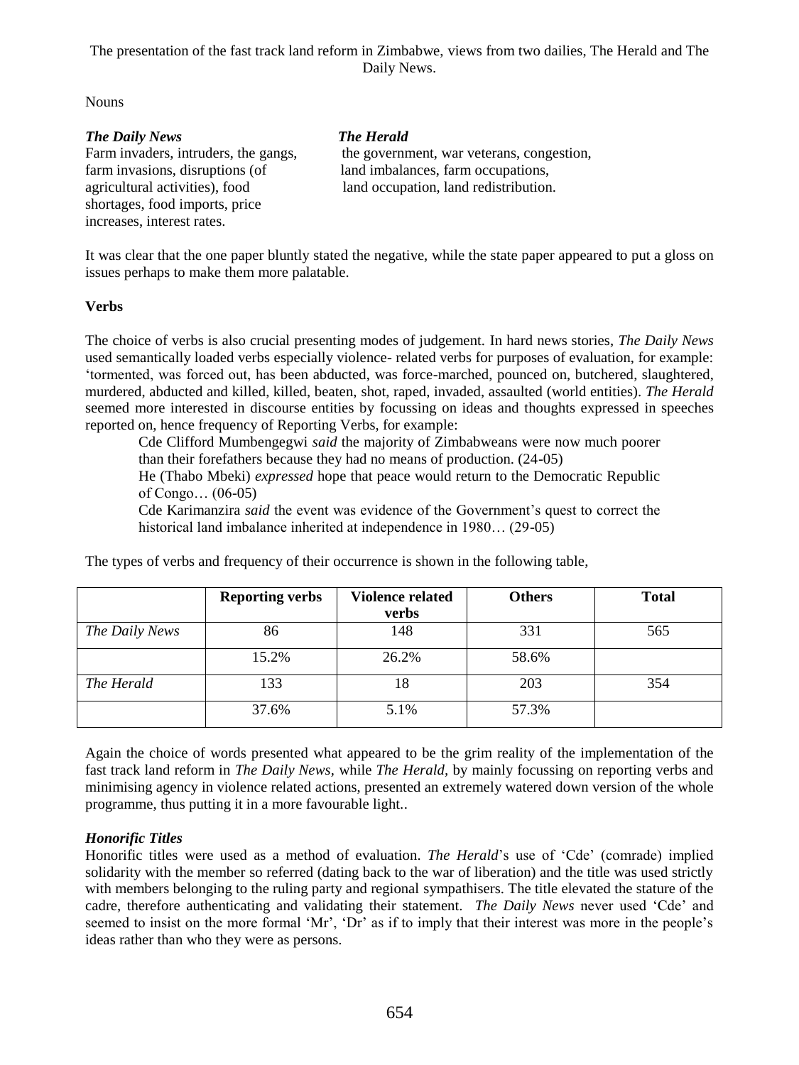The presentation of the fast track land reform in Zimbabwe, views from two dailies, The Herald and The Daily News.

Nouns

| *The Daily News* | *The Herald* |
|---|---|
| Farm invaders, intruders, the gangs, farm invasions, disruptions (of agricultural activities), food shortages, food imports, price increases, interest rates. | the government, war veterans, congestion, land imbalances, farm occupations, land occupation, land redistribution. |

It was clear that the one paper bluntly stated the negative, while the state paper appeared to put a gloss on issues perhaps to make them more palatable.

**Verbs**

The choice of verbs is also crucial presenting modes of judgement. In hard news stories, *The Daily News* used semantically loaded verbs especially violence- related verbs for purposes of evaluation, for example: 'tormented, was forced out, has been abducted, was force-marched, pounced on, butchered, slaughtered, murdered, abducted and killed, killed, beaten, shot, raped, invaded, assaulted (world entities). *The Herald* seemed more interested in discourse entities by focussing on ideas and thoughts expressed in speeches reported on, hence frequency of Reporting Verbs, for example:

> Cde Clifford Mumbengegwi *said* the majority of Zimbabweans were now much poorer than their forefathers because they had no means of production. (24-05)
>
> He (Thabo Mbeki) *expressed* hope that peace would return to the Democratic Republic of Congo… (06-05)
>
> Cde Karimanzira *said* the event was evidence of the Government's quest to correct the historical land imbalance inherited at independence in 1980… (29-05)

The types of verbs and frequency of their occurrence is shown in the following table,

| | **Reporting verbs** | **Violence related verbs** | **Others** | **Total** |
|---|---|---|---|---|
| *The Daily News* | 86 | 148 | 331 | 565 |
| | 15.2% | 26.2% | 58.6% | |
| *The Herald* | 133 | 18 | 203 | 354 |
| | 37.6% | 5.1% | 57.3% | |

Again the choice of words presented what appeared to be the grim reality of the implementation of the fast track land reform in *The Daily News*, while *The Herald*, by mainly focussing on reporting verbs and minimising agency in violence related actions, presented an extremely watered down version of the whole programme, thus putting it in a more favourable light..

***Honorific Titles***

Honorific titles were used as a method of evaluation. *The Herald*'s use of 'Cde' (comrade) implied solidarity with the member so referred (dating back to the war of liberation) and the title was used strictly with members belonging to the ruling party and regional sympathisers. The title elevated the stature of the cadre, therefore authenticating and validating their statement. *The Daily News* never used 'Cde' and seemed to insist on the more formal 'Mr', 'Dr' as if to imply that their interest was more in the people's ideas rather than who they were as persons.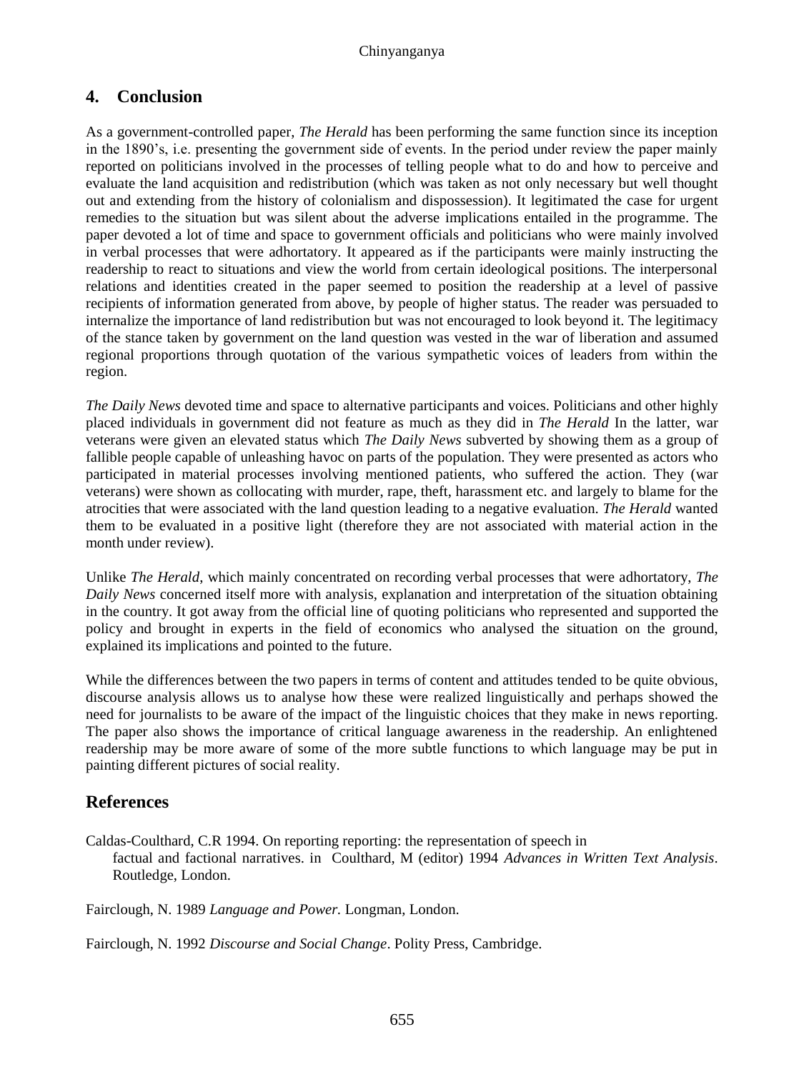## 4. Conclusion

As a government-controlled paper, *The Herald* has been performing the same function since its inception in the 1890's, i.e. presenting the government side of events. In the period under review the paper mainly reported on politicians involved in the processes of telling people what to do and how to perceive and evaluate the land acquisition and redistribution (which was taken as not only necessary but well thought out and extending from the history of colonialism and dispossession). It legitimated the case for urgent remedies to the situation but was silent about the adverse implications entailed in the programme. The paper devoted a lot of time and space to government officials and politicians who were mainly involved in verbal processes that were adhortatory. It appeared as if the participants were mainly instructing the readership to react to situations and view the world from certain ideological positions. The interpersonal relations and identities created in the paper seemed to position the readership at a level of passive recipients of information generated from above, by people of higher status. The reader was persuaded to internalize the importance of land redistribution but was not encouraged to look beyond it. The legitimacy of the stance taken by government on the land question was vested in the war of liberation and assumed regional proportions through quotation of the various sympathetic voices of leaders from within the region.

*The Daily News* devoted time and space to alternative participants and voices. Politicians and other highly placed individuals in government did not feature as much as they did in *The Herald* In the latter, war veterans were given an elevated status which *The Daily News* subverted by showing them as a group of fallible people capable of unleashing havoc on parts of the population. They were presented as actors who participated in material processes involving mentioned patients, who suffered the action. They (war veterans) were shown as collocating with murder, rape, theft, harassment etc. and largely to blame for the atrocities that were associated with the land question leading to a negative evaluation. *The Herald* wanted them to be evaluated in a positive light (therefore they are not associated with material action in the month under review).

Unlike *The Herald*, which mainly concentrated on recording verbal processes that were adhortatory, *The Daily News* concerned itself more with analysis, explanation and interpretation of the situation obtaining in the country. It got away from the official line of quoting politicians who represented and supported the policy and brought in experts in the field of economics who analysed the situation on the ground, explained its implications and pointed to the future.

While the differences between the two papers in terms of content and attitudes tended to be quite obvious, discourse analysis allows us to analyse how these were realized linguistically and perhaps showed the need for journalists to be aware of the impact of the linguistic choices that they make in news reporting. The paper also shows the importance of critical language awareness in the readership. An enlightened readership may be more aware of some of the more subtle functions to which language may be put in painting different pictures of social reality.

## References

Caldas-Coulthard, C.R 1994. On reporting reporting: the representation of speech in factual and factional narratives. in Coulthard, M (editor) 1994 *Advances in Written Text Analysis*. Routledge, London.

Fairclough, N. 1989 *Language and Power.* Longman, London.

Fairclough, N. 1992 *Discourse and Social Change*. Polity Press, Cambridge.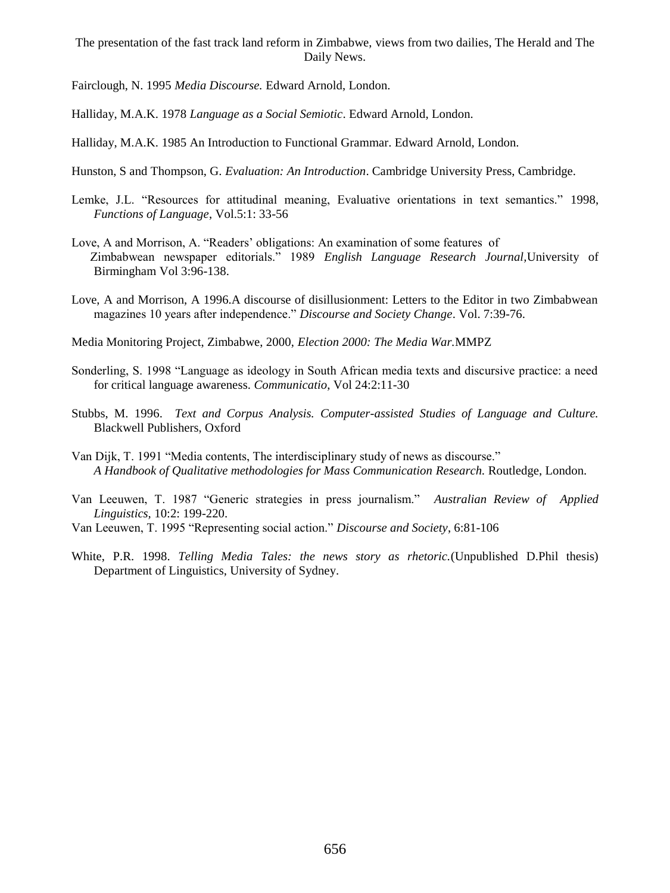Fairclough, N. 1995 *Media Discourse.* Edward Arnold, London.

Halliday, M.A.K. 1978 *Language as a Social Semiotic*. Edward Arnold, London.

Halliday, M.A.K. 1985 An Introduction to Functional Grammar. Edward Arnold, London.

Hunston, S and Thompson, G. *Evaluation: An Introduction*. Cambridge University Press, Cambridge.

Lemke, J.L. "Resources for attitudinal meaning, Evaluative orientations in text semantics." 1998, *Functions of Language*, Vol.5:1: 33-56

Love, A and Morrison, A. "Readers' obligations: An examination of some features of Zimbabwean newspaper editorials." 1989 *English Language Research Journal*,University of Birmingham Vol 3:96-138.

Love, A and Morrison, A 1996.A discourse of disillusionment: Letters to the Editor in two Zimbabwean magazines 10 years after independence." *Discourse and Society Change*. Vol. 7:39-76.

Media Monitoring Project, Zimbabwe, 2000, *Election 2000: The Media War.*MMPZ

Sonderling, S. 1998 "Language as ideology in South African media texts and discursive practice: a need for critical language awareness. *Communicatio*, Vol 24:2:11-30

Stubbs, M. 1996. *Text and Corpus Analysis. Computer-assisted Studies of Language and Culture.* Blackwell Publishers, Oxford

Van Dijk, T. 1991 "Media contents, The interdisciplinary study of news as discourse." *A Handbook of Qualitative methodologies for Mass Communication Research.* Routledge, London.

Van Leeuwen, T. 1987 "Generic strategies in press journalism." *Australian Review of Applied Linguistics,* 10:2: 199-220.

Van Leeuwen, T. 1995 "Representing social action." *Discourse and Society*, 6:81-106

White, P.R. 1998. *Telling Media Tales: the news story as rhetoric.*(Unpublished D.Phil thesis) Department of Linguistics, University of Sydney.